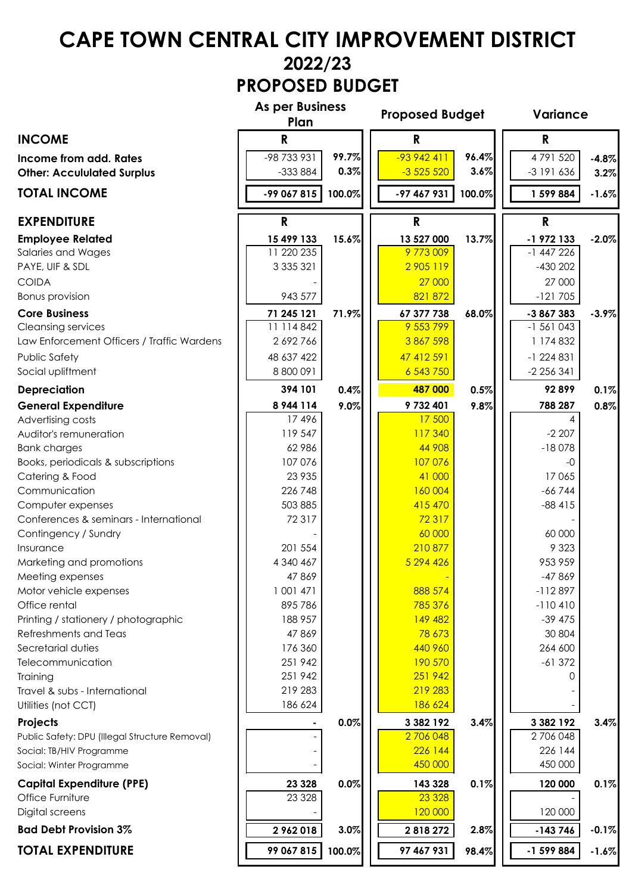# CAPE TOWN CENTRAL CITY IMPROVEMENT DISTRICT

## 2022/23

## PROPOSED BUDGET

| | As per Business Plan | | Proposed Budget | | Variance | |
|---|---|---|---|---|---|---|
| **INCOME** | **R** | | **R** | | **R** | |
| **Income from add. Rates** | -98 733 931 | **99.7%** | -93 942 411 | **96.4%** | 4 791 520 | **-4.8%** |
| **Other: Acculated Surplus** | -333 884 | **0.3%** | -3 525 520 | **3.6%** | -3 191 636 | **3.2%** |
| **TOTAL INCOME** | **-99 067 815** | **100.0%** | **-97 467 931** | **100.0%** | **1 599 884** | **-1.6%** |
| **EXPENDITURE** | **R** | | **R** | | **R** | |
| **Employee Related** | **15 499 133** | **15.6%** | **13 527 000** | **13.7%** | **-1 972 133** | **-2.0%** |
| Salaries and Wages | 11 220 235 | | 9 773 009 | | -1 447 226 | |
| PAYE, UIF & SDL | 3 335 321 | | 2 905 119 | | -430 202 | |
| COIDA | - | | 27 000 | | 27 000 | |
| Bonus provision | 943 577 | | 821 872 | | -121 705 | |
| **Core Business** | **71 245 121** | **71.9%** | **67 377 738** | **68.0%** | **-3 867 383** | **-3.9%** |
| Cleansing services | 11 114 842 | | 9 553 799 | | -1 561 043 | |
| Law Enforcement Officers / Traffic Wardens | 2 692 766 | | 3 867 598 | | 1 174 832 | |
| Public Safety | 48 637 422 | | 47 412 591 | | -1 224 831 | |
| Social upliftment | 8 800 091 | | 6 543 750 | | -2 256 341 | |
| **Depreciation** | **394 101** | **0.4%** | **487 000** | **0.5%** | **92 899** | **0.1%** |
| **General Expenditure** | **8 944 114** | **9.0%** | **9 732 401** | **9.8%** | **788 287** | **0.8%** |
| Advertising costs | 17 496 | | 17 500 | | 4 | |
| Auditor's remuneration | 119 547 | | 117 340 | | -2 207 | |
| Bank charges | 62 986 | | 44 908 | | -18 078 | |
| Books, periodicals & subscriptions | 107 076 | | 107 076 | | -0 | |
| Catering & Food | 23 935 | | 41 000 | | 17 065 | |
| Communication | 226 748 | | 160 004 | | -66 744 | |
| Computer expenses | 503 885 | | 415 470 | | -88 415 | |
| Conferences & seminars - International | 72 317 | | 72 317 | | - | |
| Contingency / Sundry | - | | 60 000 | | 60 000 | |
| Insurance | 201 554 | | 210 877 | | 9 323 | |
| Marketing and promotions | 4 340 467 | | 5 294 426 | | 953 959 | |
| Meeting expenses | 47 869 | | - | | -47 869 | |
| Motor vehicle expenses | 1 001 471 | | 888 574 | | -112 897 | |
| Office rental | 895 786 | | 785 376 | | -110 410 | |
| Printing / stationery / photographic | 188 957 | | 149 482 | | -39 475 | |
| Refreshments and Teas | 47 869 | | 78 673 | | 30 804 | |
| Secretarial duties | 176 360 | | 440 960 | | 264 600 | |
| Telecommunication | 251 942 | | 190 570 | | -61 372 | |
| Training | 251 942 | | 251 942 | | 0 | |
| Travel & subs - International | 219 283 | | 219 283 | | - | |
| Utilities (not CCT) | 186 624 | | 186 624 | | - | |
| **Projects** | **-** | **0.0%** | **3 382 192** | **3.4%** | **3 382 192** | **3.4%** |
| Public Safety: DPU (Illegal Structure Removal) | - | | 2 706 048 | | 2 706 048 | |
| Social: TB/HIV Programme | - | | 226 144 | | 226 144 | |
| Social: Winter Programme | - | | 450 000 | | 450 000 | |
| **Capital Expenditure (PPE)** | **23 328** | **0.0%** | **143 328** | **0.1%** | **120 000** | **0.1%** |
| Office Furniture | 23 328 | | 23 328 | | - | |
| Digital screens | - | | 120 000 | | 120 000 | |
| **Bad Debt Provision 3%** | **2 962 018** | **3.0%** | **2 818 272** | **2.8%** | **-143 746** | **-0.1%** |
| **TOTAL EXPENDITURE** | **99 067 815** | **100.0%** | **97 467 931** | **98.4%** | **-1 599 884** | **-1.6%** |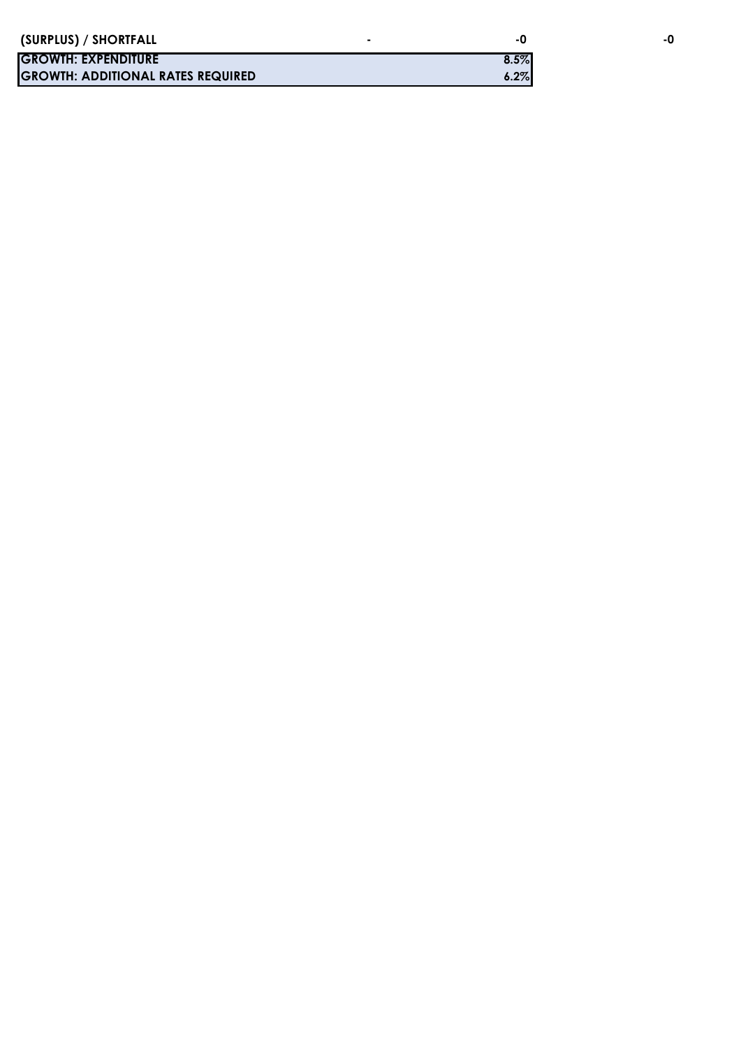| | | | |
|---|---|---|---|
| **(SURPLUS) / SHORTFALL** | **-** | **-0** | **-0** |
| **GROWTH: EXPENDITURE** | | **8.5%** | |
| **GROWTH: ADDITIONAL RATES REQUIRED** | | **6.2%** | |